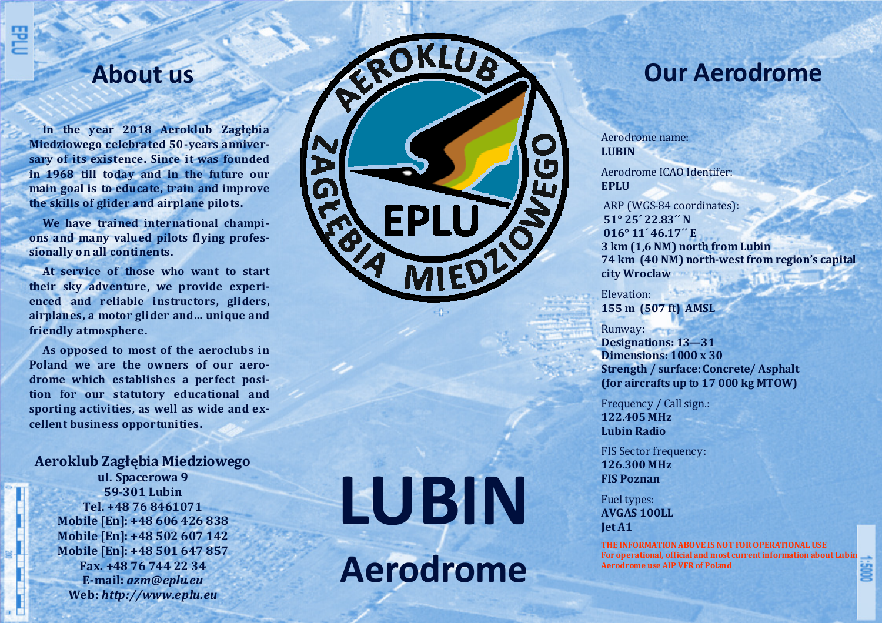## About us

**In the year 2018 Aeroklub Zagłębia Miedziowego celebrated 50-years anniversary of its existence. Since it was founded in 1968 till today and in the future our main goal is to educate, train and improve the skills of glider and airplane pilots.**

**We have trained international champions and many valued pilots flying professionally on all continents.**

**At service of those who want to start their sky adventure, we provide experienced and reliable instructors, gliders, airplanes, a motor glider and… unique and friendly atmosphere.**

**As opposed to most of the aeroclubs in Poland we are the owners of our aerodrome which establishes a perfect position for our statutory educational and sporting activities, as well as wide and excellent business opportunities.**

**Aeroklub Zagłębia Miedziowego**
**ul. Spacerowa 9**
**59-301 Lubin**
**Tel. +48 76 8461071**
**Mobile [En]: +48 606 426 838**
**Mobile [En]: +48 502 607 142**
**Mobile [En]: +48 501 647 857**
**Fax. +48 76 744 22 34**
**E-mail:** ***azm@eplu.eu***
**Web:** ***http://www.eplu.eu***

AEROKLUB ZAGŁĘBIA MIEDZIOWEGO

EPLU

# LUBIN

# Aerodrome

## Our Aerodrome

Aerodrome name:
**LUBIN**

Aerodrome ICAO Identifer:
**EPLU**

ARP (WGS-84 coordinates):
**51° 25´ 22.83´´ N**
**016° 11´ 46.17´´ E**
**3 km (1,6 NM) north from Lubin**
**74 km (40 NM) north-west from region's capital city Wroclaw**

Elevation:
**155 m (507 ft) AMSL**

Runway:
**Designations: 13—31**
**Dimensions: 1000 x 30**
**Strength / surface: Concrete/ Asphalt**
**(for aircrafts up to 17 000 kg MTOW)**

Frequency / Call sign.:
**122.405 MHz**
**Lubin Radio**

FIS Sector frequency:
**126.300 MHz**
**FIS Poznan**

Fuel types:
**AVGAS 100LL**
**Jet A1**

**THE INFORMATION ABOVE IS NOT FOR OPERATIONAL USE**
**For operational, official and most current information about Lubin Aerodrome use AIP VFR of Poland**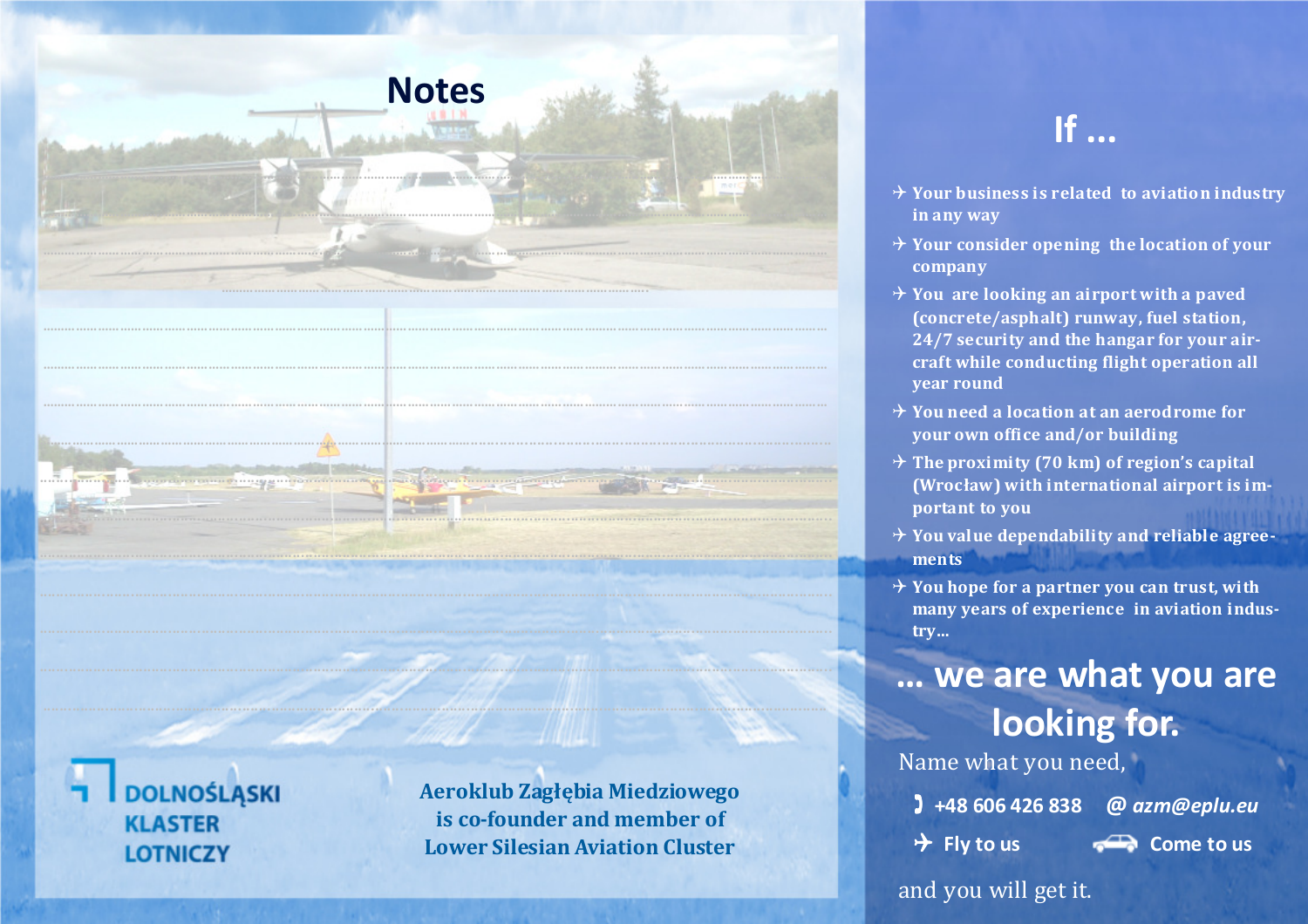## Notes

DOLNOŚLĄSKI KLASTER LOTNICZY

**Aeroklub Zagłębia Miedziowego is co-founder and member of Lower Silesian Aviation Cluster**

# If ...

- **Your business is related to aviation industry in any way**
- **Your consider opening the location of your company**
- **You are looking an airport with a paved (concrete/asphalt) runway, fuel station, 24/7 security and the hangar for your aircraft while conducting flight operation all year round**
- **You need a location at an aerodrome for your own office and/or building**
- **The proximity (70 km) of region's capital (Wrocław) with international airport is important to you**
- **You value dependability and reliable agreements**
- **You hope for a partner you can trust, with many years of experience in aviation industry...**

# ... we are what you are looking for.

Name what you need,

**+48 606 426 838** **@ *azm@eplu.eu***

**Fly to us** **Come to us**

and you will get it.